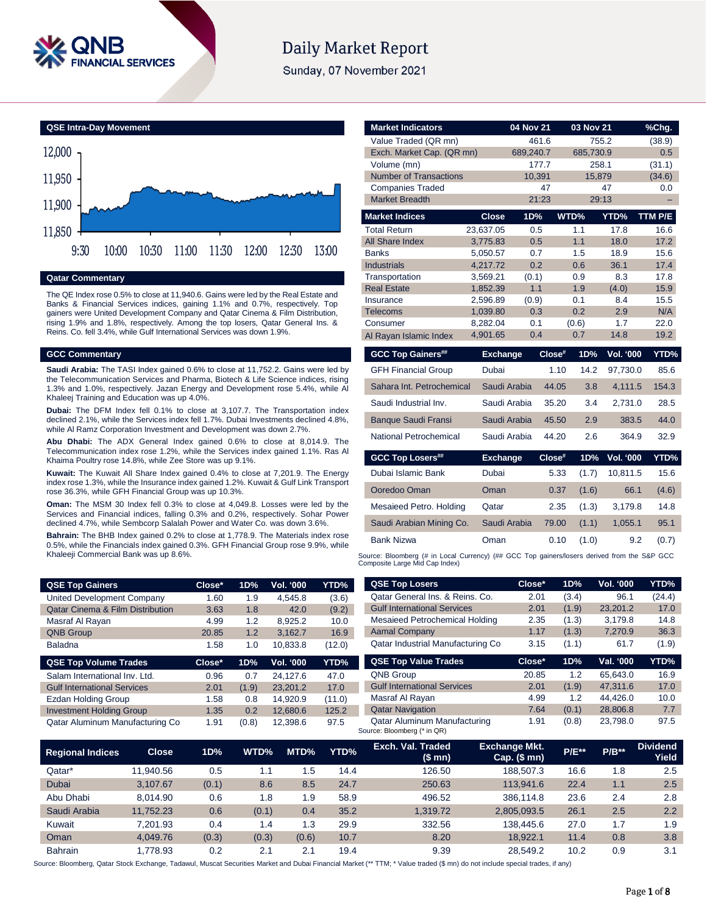# Daily Market Report

Sunday, 07 November 2021

## QSE Intra-Day Movement

## Qatar Commentary

The QE Index rose 0.5% to close at 11,940.6. Gains were led by the Real Estate and Banks & Financial Services indices, gaining 1.1% and 0.7%, respectively. Top gainers were United Development Company and Qatar Cinema & Film Distribution, rising 1.9% and 1.8%, respectively. Among the top losers, Qatar General Ins. & Reins. Co. fell 3.4%, while Gulf International Services was down 1.9%.

## GCC Commentary

**Saudi Arabia:** The TASI Index gained 0.6% to close at 11,752.2. Gains were led by the Telecommunication Services and Pharma, Biotech & Life Science indices, rising 1.3% and 1.0%, respectively. Jazan Energy and Development rose 5.4%, while Al Khaleej Training and Education was up 4.0%.

**Dubai:** The DFM Index fell 0.1% to close at 3,107.7. The Transportation index declined 2.1%, while the Services index fell 1.7%. Dubai Investments declined 4.8%, while Al Ramz Corporation Investment and Development was down 2.7%.

**Abu Dhabi:** The ADX General Index gained 0.6% to close at 8,014.9. The Telecommunication index rose 1.2%, while the Services index gained 1.1%. Ras Al Khaima Poultry rose 14.8%, while Zee Store was up 9.1%.

**Kuwait:** The Kuwait All Share Index gained 0.4% to close at 7,201.9. The Energy index rose 1.3%, while the Insurance index gained 1.2%. Kuwait & Gulf Link Transport rose 36.3%, while GFH Financial Group was up 10.3%.

**Oman:** The MSM 30 Index fell 0.3% to close at 4,049.8. Losses were led by the Services and Financial indices, falling 0.3% and 0.2%, respectively. Sohar Power declined 4.7%, while Sembcorp Salalah Power and Water Co. was down 3.6%.

**Bahrain:** The BHB Index gained 0.2% to close at 1,778.9. The Materials index rose 0.5%, while the Financials index gained 0.3%. GFH Financial Group rose 9.9%, while Khaleeji Commercial Bank was up 8.6%.

| Market Indicators | 04 Nov 21 | 03 Nov 21 | %Chg. |
|---|---|---|---|
| Value Traded (QR mn) | 461.6 | 755.2 | (38.9) |
| Exch. Market Cap. (QR mn) | 689,240.7 | 685,730.9 | 0.5 |
| Volume (mn) | 177.7 | 258.1 | (31.1) |
| Number of Transactions | 10,391 | 15,879 | (34.6) |
| Companies Traded | 47 | 47 | 0.0 |
| Market Breadth | 21:23 | 29:13 | – |

| Market Indices | Close | 1D% | WTD% | YTD% | TTM P/E |
|---|---|---|---|---|---|
| Total Return | 23,637.05 | 0.5 | 1.1 | 17.8 | 16.6 |
| All Share Index | 3,775.83 | 0.5 | 1.1 | 18.0 | 17.2 |
| Banks | 5,050.57 | 0.7 | 1.5 | 18.9 | 15.6 |
| Industrials | 4,217.72 | 0.2 | 0.6 | 36.1 | 17.4 |
| Transportation | 3,569.21 | (0.1) | 0.9 | 8.3 | 17.8 |
| Real Estate | 1,852.39 | 1.1 | 1.9 | (4.0) | 15.9 |
| Insurance | 2,596.89 | (0.9) | 0.1 | 8.4 | 15.5 |
| Telecoms | 1,039.80 | 0.3 | 0.2 | 2.9 | N/A |
| Consumer | 8,282.04 | 0.1 | (0.6) | 1.7 | 22.0 |
| Al Rayan Islamic Index | 4,901.65 | 0.4 | 0.7 | 14.8 | 19.2 |

| GCC Top Gainers## | Exchange | Close# | 1D% | Vol. '000 | YTD% |
|---|---|---|---|---|---|
| GFH Financial Group | Dubai | 1.10 | 14.2 | 97,730.0 | 85.6 |
| Sahara Int. Petrochemical | Saudi Arabia | 44.05 | 3.8 | 4,111.5 | 154.3 |
| Saudi Industrial Inv. | Saudi Arabia | 35.20 | 3.4 | 2,731.0 | 28.5 |
| Banque Saudi Fransi | Saudi Arabia | 45.50 | 2.9 | 383.5 | 44.0 |
| National Petrochemical | Saudi Arabia | 44.20 | 2.6 | 364.9 | 32.9 |

| GCC Top Losers## | Exchange | Close# | 1D% | Vol. '000 | YTD% |
|---|---|---|---|---|---|
| Dubai Islamic Bank | Dubai | 5.33 | (1.7) | 10,811.5 | 15.6 |
| Ooredoo Oman | Oman | 0.37 | (1.6) | 66.1 | (4.6) |
| Mesaieed Petro. Holding | Qatar | 2.35 | (1.3) | 3,179.8 | 14.8 |
| Saudi Arabian Mining Co. | Saudi Arabia | 79.00 | (1.1) | 1,055.1 | 95.1 |
| Bank Nizwa | Oman | 0.10 | (1.0) | 9.2 | (0.7) |

Source: Bloomberg (# in Local Currency) (## GCC Top gainers/losers derived from the S&P GCC Composite Large Mid Cap Index)

| QSE Top Gainers | Close* | 1D% | Vol. '000 | YTD% |
|---|---|---|---|---|
| United Development Company | 1.60 | 1.9 | 4,545.8 | (3.6) |
| Qatar Cinema & Film Distribution | 3.63 | 1.8 | 42.0 | (9.2) |
| Masraf Al Rayan | 4.99 | 1.2 | 8,925.2 | 10.0 |
| QNB Group | 20.85 | 1.2 | 3,162.7 | 16.9 |
| Baladna | 1.58 | 1.0 | 10,833.8 | (12.0) |

| QSE Top Volume Trades | Close* | 1D% | Vol. '000 | YTD% |
|---|---|---|---|---|
| Salam International Inv. Ltd. | 0.96 | 0.7 | 24,127.6 | 47.0 |
| Gulf International Services | 2.01 | (1.9) | 23,201.2 | 17.0 |
| Ezdan Holding Group | 1.58 | 0.8 | 14,920.9 | (11.0) |
| Investment Holding Group | 1.35 | 0.2 | 12,680.6 | 125.2 |
| Qatar Aluminum Manufacturing Co | 1.91 | (0.8) | 12,398.6 | 97.5 |

| QSE Top Losers | Close* | 1D% | Vol. '000 | YTD% |
|---|---|---|---|---|
| Qatar General Ins. & Reins. Co. | 2.01 | (3.4) | 96.1 | (24.4) |
| Gulf International Services | 2.01 | (1.9) | 23,201.2 | 17.0 |
| Mesaieed Petrochemical Holding | 2.35 | (1.3) | 3,179.8 | 14.8 |
| Aamal Company | 1.17 | (1.3) | 7,270.9 | 36.3 |
| Qatar Industrial Manufacturing Co | 3.15 | (1.1) | 61.7 | (1.9) |

| QSE Top Value Trades | Close* | 1D% | Val. '000 | YTD% |
|---|---|---|---|---|
| QNB Group | 20.85 | 1.2 | 65,643.0 | 16.9 |
| Gulf International Services | 2.01 | (1.9) | 47,311.6 | 17.0 |
| Masraf Al Rayan | 4.99 | 1.2 | 44,426.0 | 10.0 |
| Qatar Navigation | 7.64 | (0.1) | 28,806.8 | 7.7 |
| Qatar Aluminum Manufacturing | 1.91 | (0.8) | 23,798.0 | 97.5 |

Source: Bloomberg (* in QR)

| Regional Indices | Close | 1D% | WTD% | MTD% | YTD% | Exch. Val. Traded ($ mn) | Exchange Mkt. Cap. ($ mn) | P/E** | P/B** | Dividend Yield |
|---|---|---|---|---|---|---|---|---|---|---|
| Qatar* | 11,940.56 | 0.5 | 1.1 | 1.5 | 14.4 | 126.50 | 188,507.3 | 16.6 | 1.8 | 2.5 |
| Dubai | 3,107.67 | (0.1) | 8.6 | 8.5 | 24.7 | 250.63 | 113,941.6 | 22.4 | 1.1 | 2.5 |
| Abu Dhabi | 8,014.90 | 0.6 | 1.8 | 1.9 | 58.9 | 496.52 | 386,114.8 | 23.6 | 2.4 | 2.8 |
| Saudi Arabia | 11,752.23 | 0.6 | (0.1) | 0.4 | 35.2 | 1,319.72 | 2,805,093.5 | 26.1 | 2.5 | 2.2 |
| Kuwait | 7,201.93 | 0.4 | 1.4 | 1.3 | 29.9 | 332.56 | 138,445.6 | 27.0 | 1.7 | 1.9 |
| Oman | 4,049.76 | (0.3) | (0.3) | (0.6) | 10.7 | 8.20 | 18,922.1 | 11.4 | 0.8 | 3.8 |
| Bahrain | 1,778.93 | 0.2 | 2.1 | 2.1 | 19.4 | 9.39 | 28,549.2 | 10.2 | 0.9 | 3.1 |

Source: Bloomberg, Qatar Stock Exchange, Tadawul, Muscat Securities Market and Dubai Financial Market (** TTM; * Value traded ($ mn) do not include special trades, if any)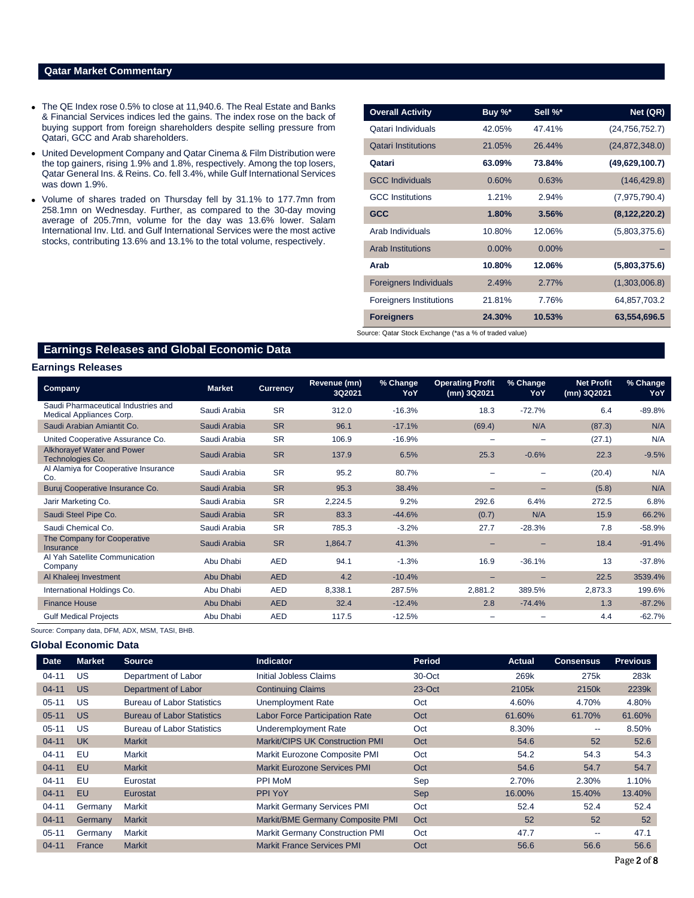## Qatar Market Commentary

- The QE Index rose 0.5% to close at 11,940.6. The Real Estate and Banks & Financial Services indices led the gains. The index rose on the back of buying support from foreign shareholders despite selling pressure from Qatari, GCC and Arab shareholders.
- United Development Company and Qatar Cinema & Film Distribution were the top gainers, rising 1.9% and 1.8%, respectively. Among the top losers, Qatar General Ins. & Reins. Co. fell 3.4%, while Gulf International Services was down 1.9%.
- Volume of shares traded on Thursday fell by 31.1% to 177.7mn from 258.1mn on Wednesday. Further, as compared to the 30-day moving average of 205.7mn, volume for the day was 13.6% lower. Salam International Inv. Ltd. and Gulf International Services were the most active stocks, contributing 13.6% and 13.1% to the total volume, respectively.

| Overall Activity | Buy %* | Sell %* | Net (QR) |
|---|---|---|---|
| Qatari Individuals | 42.05% | 47.41% | (24,756,752.7) |
| Qatari Institutions | 21.05% | 26.44% | (24,872,348.0) |
| **Qatari** | **63.09%** | **73.84%** | **(49,629,100.7)** |
| GCC Individuals | 0.60% | 0.63% | (146,429.8) |
| GCC Institutions | 1.21% | 2.94% | (7,975,790.4) |
| **GCC** | **1.80%** | **3.56%** | **(8,122,220.2)** |
| Arab Individuals | 10.80% | 12.06% | (5,803,375.6) |
| Arab Institutions | 0.00% | 0.00% | – |
| **Arab** | **10.80%** | **12.06%** | **(5,803,375.6)** |
| Foreigners Individuals | 2.49% | 2.77% | (1,303,006.8) |
| Foreigners Institutions | 21.81% | 7.76% | 64,857,703.2 |
| **Foreigners** | **24.30%** | **10.53%** | **63,554,696.5** |

Source: Qatar Stock Exchange (*as a % of traded value)

## Earnings Releases and Global Economic Data

### Earnings Releases

| Company | Market | Currency | Revenue (mn) 3Q2021 | % Change YoY | Operating Profit (mn) 3Q2021 | % Change YoY | Net Profit (mn) 3Q2021 | % Change YoY |
|---|---|---|---|---|---|---|---|---|
| Saudi Pharmaceutical Industries and Medical Appliances Corp. | Saudi Arabia | SR | 312.0 | -16.3% | 18.3 | -72.7% | 6.4 | -89.8% |
| Saudi Arabian Amiantit Co. | Saudi Arabia | SR | 96.1 | -17.1% | (69.4) | N/A | (87.3) | N/A |
| United Cooperative Assurance Co. | Saudi Arabia | SR | 106.9 | -16.9% | – | – | (27.1) | N/A |
| Alkhorayef Water and Power Technologies Co. | Saudi Arabia | SR | 137.9 | 6.5% | 25.3 | -0.6% | 22.3 | -9.5% |
| Al Alamiya for Cooperative Insurance Co. | Saudi Arabia | SR | 95.2 | 80.7% | – | – | (20.4) | N/A |
| Buruj Cooperative Insurance Co. | Saudi Arabia | SR | 95.3 | 38.4% | – | – | (5.8) | N/A |
| Jarir Marketing Co. | Saudi Arabia | SR | 2,224.5 | 9.2% | 292.6 | 6.4% | 272.5 | 6.8% |
| Saudi Steel Pipe Co. | Saudi Arabia | SR | 83.3 | -44.6% | (0.7) | N/A | 15.9 | 66.2% |
| Saudi Chemical Co. | Saudi Arabia | SR | 785.3 | -3.2% | 27.7 | -28.3% | 7.8 | -58.9% |
| The Company for Cooperative Insurance | Saudi Arabia | SR | 1,864.7 | 41.3% | – | – | 18.4 | -91.4% |
| Al Yah Satellite Communication Company | Abu Dhabi | AED | 94.1 | -1.3% | 16.9 | -36.1% | 13 | -37.8% |
| Al Khaleej Investment | Abu Dhabi | AED | 4.2 | -10.4% | – | – | 22.5 | 3539.4% |
| International Holdings Co. | Abu Dhabi | AED | 8,338.1 | 287.5% | 2,881.2 | 389.5% | 2,873.3 | 199.6% |
| Finance House | Abu Dhabi | AED | 32.4 | -12.4% | 2.8 | -74.4% | 1.3 | -87.2% |
| Gulf Medical Projects | Abu Dhabi | AED | 117.5 | -12.5% | – | – | 4.4 | -62.7% |

Source: Company data, DFM, ADX, MSM, TASI, BHB.

### Global Economic Data

| Date | Market | Source | Indicator | Period | Actual | Consensus | Previous |
|---|---|---|---|---|---|---|---|
| 04-11 | US | Department of Labor | Initial Jobless Claims | 30-Oct | 269k | 275k | 283k |
| 04-11 | US | Department of Labor | Continuing Claims | 23-Oct | 2105k | 2150k | 2239k |
| 05-11 | US | Bureau of Labor Statistics | Unemployment Rate | Oct | 4.60% | 4.70% | 4.80% |
| 05-11 | US | Bureau of Labor Statistics | Labor Force Participation Rate | Oct | 61.60% | 61.70% | 61.60% |
| 05-11 | US | Bureau of Labor Statistics | Underemployment Rate | Oct | 8.30% | -- | 8.50% |
| 04-11 | UK | Markit | Markit/CIPS UK Construction PMI | Oct | 54.6 | 52 | 52.6 |
| 04-11 | EU | Markit | Markit Eurozone Composite PMI | Oct | 54.2 | 54.3 | 54.3 |
| 04-11 | EU | Markit | Markit Eurozone Services PMI | Oct | 54.6 | 54.7 | 54.7 |
| 04-11 | EU | Eurostat | PPI MoM | Sep | 2.70% | 2.30% | 1.10% |
| 04-11 | EU | Eurostat | PPI YoY | Sep | 16.00% | 15.40% | 13.40% |
| 04-11 | Germany | Markit | Markit Germany Services PMI | Oct | 52.4 | 52.4 | 52.4 |
| 04-11 | Germany | Markit | Markit/BME Germany Composite PMI | Oct | 52 | 52 | 52 |
| 05-11 | Germany | Markit | Markit Germany Construction PMI | Oct | 47.7 | -- | 47.1 |
| 04-11 | France | Markit | Markit France Services PMI | Oct | 56.6 | 56.6 | 56.6 |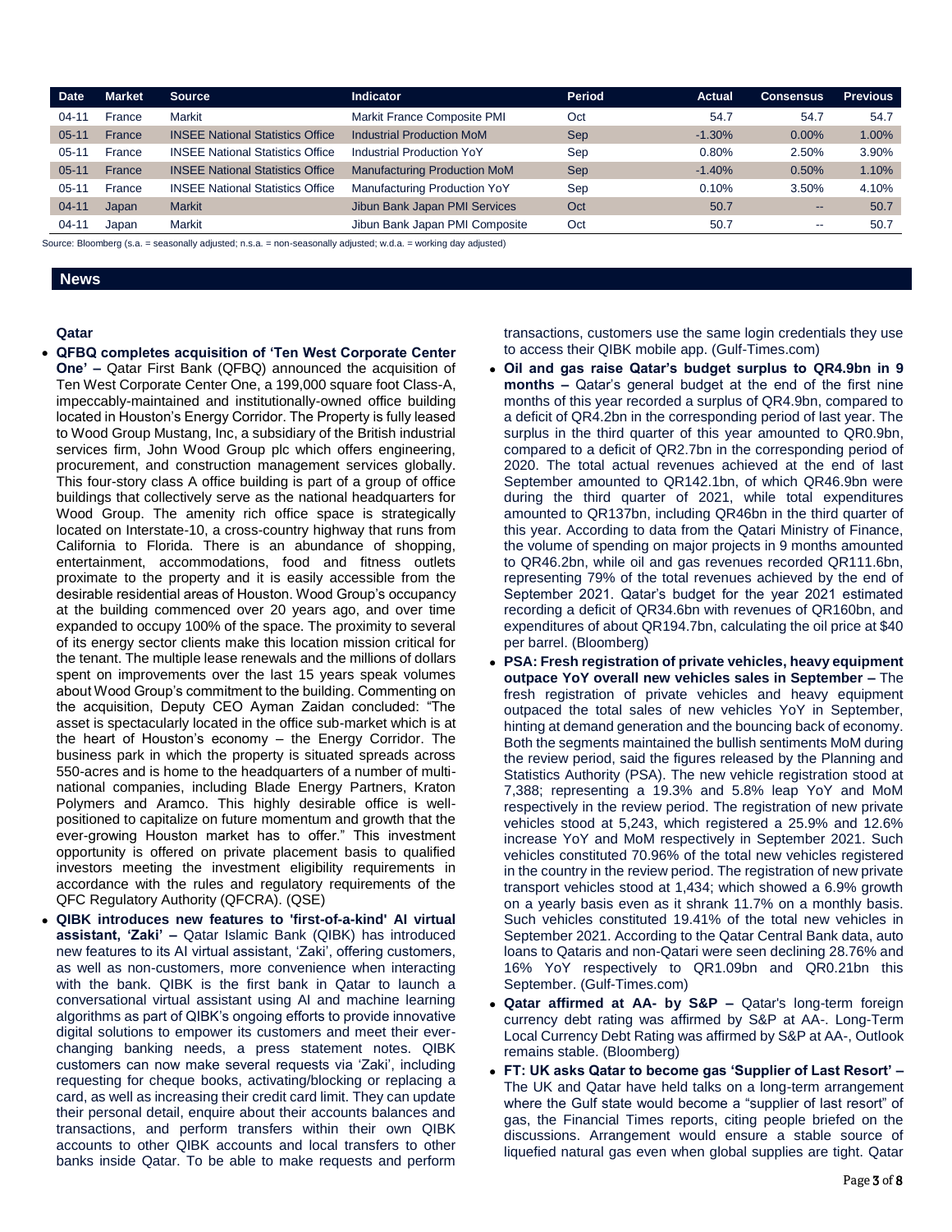| Date | Market | Source | Indicator | Period | Actual | Consensus | Previous |
|---|---|---|---|---|---|---|---|
| 04-11 | France | Markit | Markit France Composite PMI | Oct | 54.7 | 54.7 | 54.7 |
| 05-11 | France | INSEE National Statistics Office | Industrial Production MoM | Sep | -1.30% | 0.00% | 1.00% |
| 05-11 | France | INSEE National Statistics Office | Industrial Production YoY | Sep | 0.80% | 2.50% | 3.90% |
| 05-11 | France | INSEE National Statistics Office | Manufacturing Production MoM | Sep | -1.40% | 0.50% | 1.10% |
| 05-11 | France | INSEE National Statistics Office | Manufacturing Production YoY | Sep | 0.10% | 3.50% | 4.10% |
| 04-11 | Japan | Markit | Jibun Bank Japan PMI Services | Oct | 50.7 | -- | 50.7 |
| 04-11 | Japan | Markit | Jibun Bank Japan PMI Composite | Oct | 50.7 | -- | 50.7 |

Source: Bloomberg (s.a. = seasonally adjusted; n.s.a. = non-seasonally adjusted; w.d.a. = working day adjusted)

## News

### Qatar

- **QFBQ completes acquisition of 'Ten West Corporate Center One' –** Qatar First Bank (QFBQ) announced the acquisition of Ten West Corporate Center One, a 199,000 square foot Class-A, impeccably-maintained and institutionally-owned office building located in Houston's Energy Corridor. The Property is fully leased to Wood Group Mustang, Inc, a subsidiary of the British industrial services firm, John Wood Group plc which offers engineering, procurement, and construction management services globally. This four-story class A office building is part of a group of office buildings that collectively serve as the national headquarters for Wood Group. The amenity rich office space is strategically located on Interstate-10, a cross-country highway that runs from California to Florida. There is an abundance of shopping, entertainment, accommodations, food and fitness outlets proximate to the property and it is easily accessible from the desirable residential areas of Houston. Wood Group's occupancy at the building commenced over 20 years ago, and over time expanded to occupy 100% of the space. The proximity to several of its energy sector clients make this location mission critical for the tenant. The multiple lease renewals and the millions of dollars spent on improvements over the last 15 years speak volumes about Wood Group's commitment to the building. Commenting on the acquisition, Deputy CEO Ayman Zaidan concluded: "The asset is spectacularly located in the office sub-market which is at the heart of Houston's economy – the Energy Corridor. The business park in which the property is situated spreads across 550-acres and is home to the headquarters of a number of multi-national companies, including Blade Energy Partners, Kraton Polymers and Aramco. This highly desirable office is well-positioned to capitalize on future momentum and growth that the ever-growing Houston market has to offer." This investment opportunity is offered on private placement basis to qualified investors meeting the investment eligibility requirements in accordance with the rules and regulatory requirements of the QFC Regulatory Authority (QFCRA). (QSE)
- **QIBK introduces new features to 'first-of-a-kind' AI virtual assistant, 'Zaki' –** Qatar Islamic Bank (QIBK) has introduced new features to its AI virtual assistant, 'Zaki', offering customers, as well as non-customers, more convenience when interacting with the bank. QIBK is the first bank in Qatar to launch a conversational virtual assistant using AI and machine learning algorithms as part of QIBK's ongoing efforts to provide innovative digital solutions to empower its customers and meet their ever-changing banking needs, a press statement notes. QIBK customers can now make several requests via 'Zaki', including requesting for cheque books, activating/blocking or replacing a card, as well as increasing their credit card limit. They can update their personal detail, enquire about their accounts balances and transactions, and perform transfers within their own QIBK accounts to other QIBK accounts and local transfers to other banks inside Qatar. To be able to make requests and perform transactions, customers use the same login credentials they use to access their QIBK mobile app. (Gulf-Times.com)
- **Oil and gas raise Qatar's budget surplus to QR4.9bn in 9 months –** Qatar's general budget at the end of the first nine months of this year recorded a surplus of QR4.9bn, compared to a deficit of QR4.2bn in the corresponding period of last year. The surplus in the third quarter of this year amounted to QR0.9bn, compared to a deficit of QR2.7bn in the corresponding period of 2020. The total actual revenues achieved at the end of last September amounted to QR142.1bn, of which QR46.9bn were during the third quarter of 2021, while total expenditures amounted to QR137bn, including QR46bn in the third quarter of this year. According to data from the Qatari Ministry of Finance, the volume of spending on major projects in 9 months amounted to QR46.2bn, while oil and gas revenues recorded QR111.6bn, representing 79% of the total revenues achieved by the end of September 2021. Qatar's budget for the year 2021 estimated recording a deficit of QR34.6bn with revenues of QR160bn, and expenditures of about QR194.7bn, calculating the oil price at $40 per barrel. (Bloomberg)
- **PSA: Fresh registration of private vehicles, heavy equipment outpace YoY overall new vehicles sales in September –** The fresh registration of private vehicles and heavy equipment outpaced the total sales of new vehicles YoY in September, hinting at demand generation and the bouncing back of economy. Both the segments maintained the bullish sentiments MoM during the review period, said the figures released by the Planning and Statistics Authority (PSA). The new vehicle registration stood at 7,388; representing a 19.3% and 5.8% leap YoY and MoM respectively in the review period. The registration of new private vehicles stood at 5,243, which registered a 25.9% and 12.6% increase YoY and MoM respectively in September 2021. Such vehicles constituted 70.96% of the total new vehicles registered in the country in the review period. The registration of new private transport vehicles stood at 1,434; which showed a 6.9% growth on a yearly basis even as it shrank 11.7% on a monthly basis. Such vehicles constituted 19.41% of the total new vehicles in September 2021. According to the Qatar Central Bank data, auto loans to Qataris and non-Qatari were seen declining 28.76% and 16% YoY respectively to QR1.09bn and QR0.21bn this September. (Gulf-Times.com)
- **Qatar affirmed at AA- by S&P –** Qatar's long-term foreign currency debt rating was affirmed by S&P at AA-. Long-Term Local Currency Debt Rating was affirmed by S&P at AA-, Outlook remains stable. (Bloomberg)
- **FT: UK asks Qatar to become gas 'Supplier of Last Resort' –** The UK and Qatar have held talks on a long-term arrangement where the Gulf state would become a "supplier of last resort" of gas, the Financial Times reports, citing people briefed on the discussions. Arrangement would ensure a stable source of liquefied natural gas even when global supplies are tight. Qatar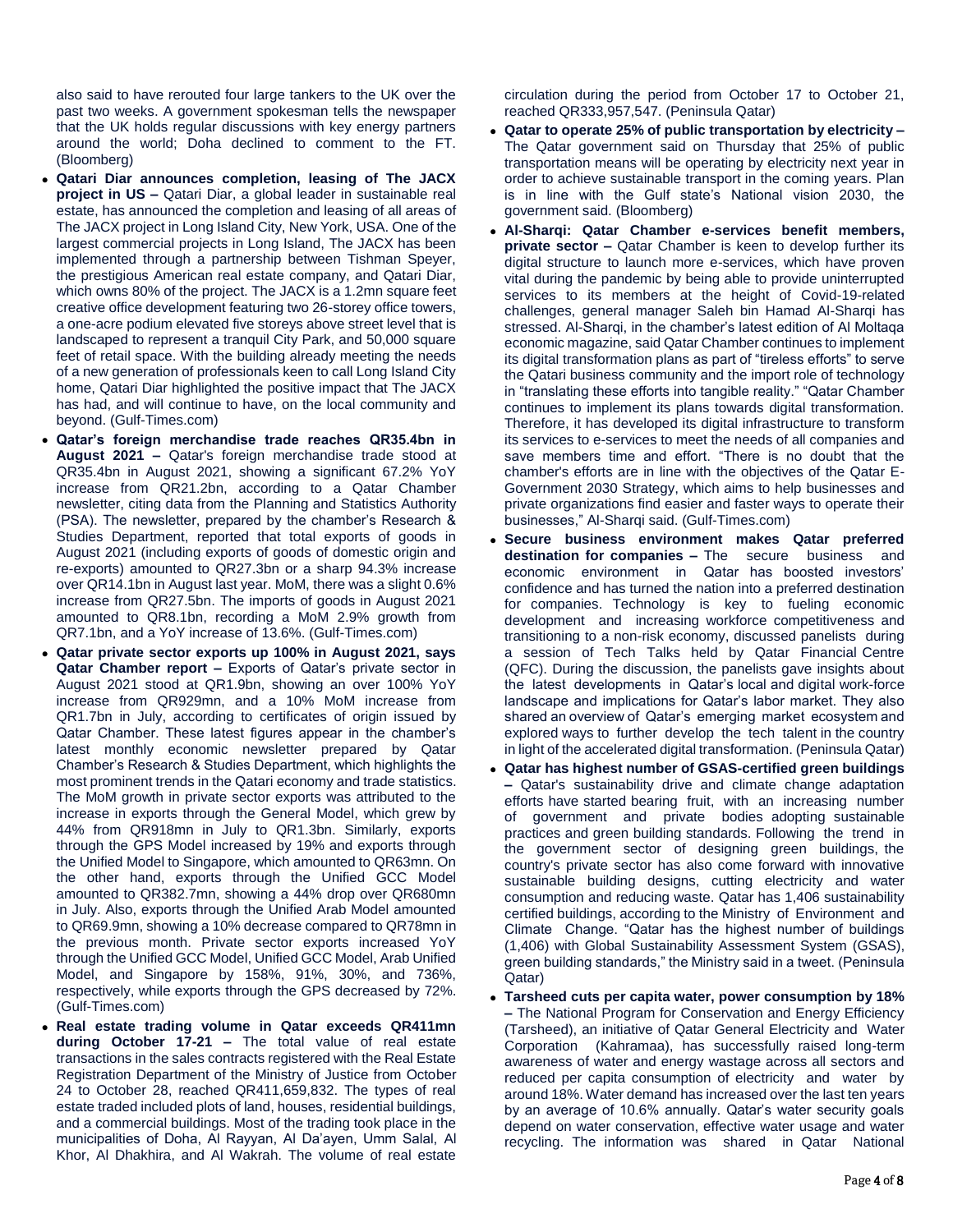also said to have rerouted four large tankers to the UK over the past two weeks. A government spokesman tells the newspaper that the UK holds regular discussions with key energy partners around the world; Doha declined to comment to the FT. (Bloomberg)

- **Qatari Diar announces completion, leasing of The JACX project in US –** Qatari Diar, a global leader in sustainable real estate, has announced the completion and leasing of all areas of The JACX project in Long Island City, New York, USA. One of the largest commercial projects in Long Island, The JACX has been implemented through a partnership between Tishman Speyer, the prestigious American real estate company, and Qatari Diar, which owns 80% of the project. The JACX is a 1.2mn square feet creative office development featuring two 26-storey office towers, a one-acre podium elevated five storeys above street level that is landscaped to represent a tranquil City Park, and 50,000 square feet of retail space. With the building already meeting the needs of a new generation of professionals keen to call Long Island City home, Qatari Diar highlighted the positive impact that The JACX has had, and will continue to have, on the local community and beyond. (Gulf-Times.com)
- **Qatar's foreign merchandise trade reaches QR35.4bn in August 2021 –** Qatar's foreign merchandise trade stood at QR35.4bn in August 2021, showing a significant 67.2% YoY increase from QR21.2bn, according to a Qatar Chamber newsletter, citing data from the Planning and Statistics Authority (PSA). The newsletter, prepared by the chamber's Research & Studies Department, reported that total exports of goods in August 2021 (including exports of goods of domestic origin and re-exports) amounted to QR27.3bn or a sharp 94.3% increase over QR14.1bn in August last year. MoM, there was a slight 0.6% increase from QR27.5bn. The imports of goods in August 2021 amounted to QR8.1bn, recording a MoM 2.9% growth from QR7.1bn, and a YoY increase of 13.6%. (Gulf-Times.com)
- **Qatar private sector exports up 100% in August 2021, says Qatar Chamber report –** Exports of Qatar's private sector in August 2021 stood at QR1.9bn, showing an over 100% YoY increase from QR929mn, and a 10% MoM increase from QR1.7bn in July, according to certificates of origin issued by Qatar Chamber. These latest figures appear in the chamber's latest monthly economic newsletter prepared by Qatar Chamber's Research & Studies Department, which highlights the most prominent trends in the Qatari economy and trade statistics. The MoM growth in private sector exports was attributed to the increase in exports through the General Model, which grew by 44% from QR918mn in July to QR1.3bn. Similarly, exports through the GPS Model increased by 19% and exports through the Unified Model to Singapore, which amounted to QR63mn. On the other hand, exports through the Unified GCC Model amounted to QR382.7mn, showing a 44% drop over QR680mn in July. Also, exports through the Unified Arab Model amounted to QR69.9mn, showing a 10% decrease compared to QR78mn in the previous month. Private sector exports increased YoY through the Unified GCC Model, Unified GCC Model, Arab Unified Model, and Singapore by 158%, 91%, 30%, and 736%, respectively, while exports through the GPS decreased by 72%. (Gulf-Times.com)
- **Real estate trading volume in Qatar exceeds QR411mn during October 17-21 –** The total value of real estate transactions in the sales contracts registered with the Real Estate Registration Department of the Ministry of Justice from October 24 to October 28, reached QR411,659,832. The types of real estate traded included plots of land, houses, residential buildings, and a commercial buildings. Most of the trading took place in the municipalities of Doha, Al Rayyan, Al Da'ayen, Umm Salal, Al Khor, Al Dhakhira, and Al Wakrah. The volume of real estate circulation during the period from October 17 to October 21, reached QR333,957,547. (Peninsula Qatar)
- **Qatar to operate 25% of public transportation by electricity –** The Qatar government said on Thursday that 25% of public transportation means will be operating by electricity next year in order to achieve sustainable transport in the coming years. Plan is in line with the Gulf state's National vision 2030, the government said. (Bloomberg)
- **Al-Sharqi: Qatar Chamber e-services benefit members, private sector –** Qatar Chamber is keen to develop further its digital structure to launch more e-services, which have proven vital during the pandemic by being able to provide uninterrupted services to its members at the height of Covid-19-related challenges, general manager Saleh bin Hamad Al-Sharqi has stressed. Al-Sharqi, in the chamber's latest edition of Al Moltaqa economic magazine, said Qatar Chamber continues to implement its digital transformation plans as part of "tireless efforts" to serve the Qatari business community and the import role of technology in "translating these efforts into tangible reality." "Qatar Chamber continues to implement its plans towards digital transformation. Therefore, it has developed its digital infrastructure to transform its services to e-services to meet the needs of all companies and save members time and effort. "There is no doubt that the chamber's efforts are in line with the objectives of the Qatar E-Government 2030 Strategy, which aims to help businesses and private organizations find easier and faster ways to operate their businesses," Al-Sharqi said. (Gulf-Times.com)
- **Secure business environment makes Qatar preferred destination for companies –** The secure business and economic environment in Qatar has boosted investors' confidence and has turned the nation into a preferred destination for companies. Technology is key to fueling economic development and increasing workforce competitiveness and transitioning to a non-risk economy, discussed panelists during a session of Tech Talks held by Qatar Financial Centre (QFC). During the discussion, the panelists gave insights about the latest developments in Qatar's local and digital work-force landscape and implications for Qatar's labor market. They also shared an overview of Qatar's emerging market ecosystem and explored ways to further develop the tech talent in the country in light of the accelerated digital transformation. (Peninsula Qatar)
- **Qatar has highest number of GSAS-certified green buildings –** Qatar's sustainability drive and climate change adaptation efforts have started bearing fruit, with an increasing number of government and private bodies adopting sustainable practices and green building standards. Following the trend in the government sector of designing green buildings, the country's private sector has also come forward with innovative sustainable building designs, cutting electricity and water consumption and reducing waste. Qatar has 1,406 sustainability certified buildings, according to the Ministry of Environment and Climate Change. "Qatar has the highest number of buildings (1,406) with Global Sustainability Assessment System (GSAS), green building standards," the Ministry said in a tweet. (Peninsula Qatar)
- **Tarsheed cuts per capita water, power consumption by 18% –** The National Program for Conservation and Energy Efficiency (Tarsheed), an initiative of Qatar General Electricity and Water Corporation (Kahramaa), has successfully raised long-term awareness of water and energy wastage across all sectors and reduced per capita consumption of electricity and water by around 18%. Water demand has increased over the last ten years by an average of 10.6% annually. Qatar's water security goals depend on water conservation, effective water usage and water recycling. The information was shared in Qatar National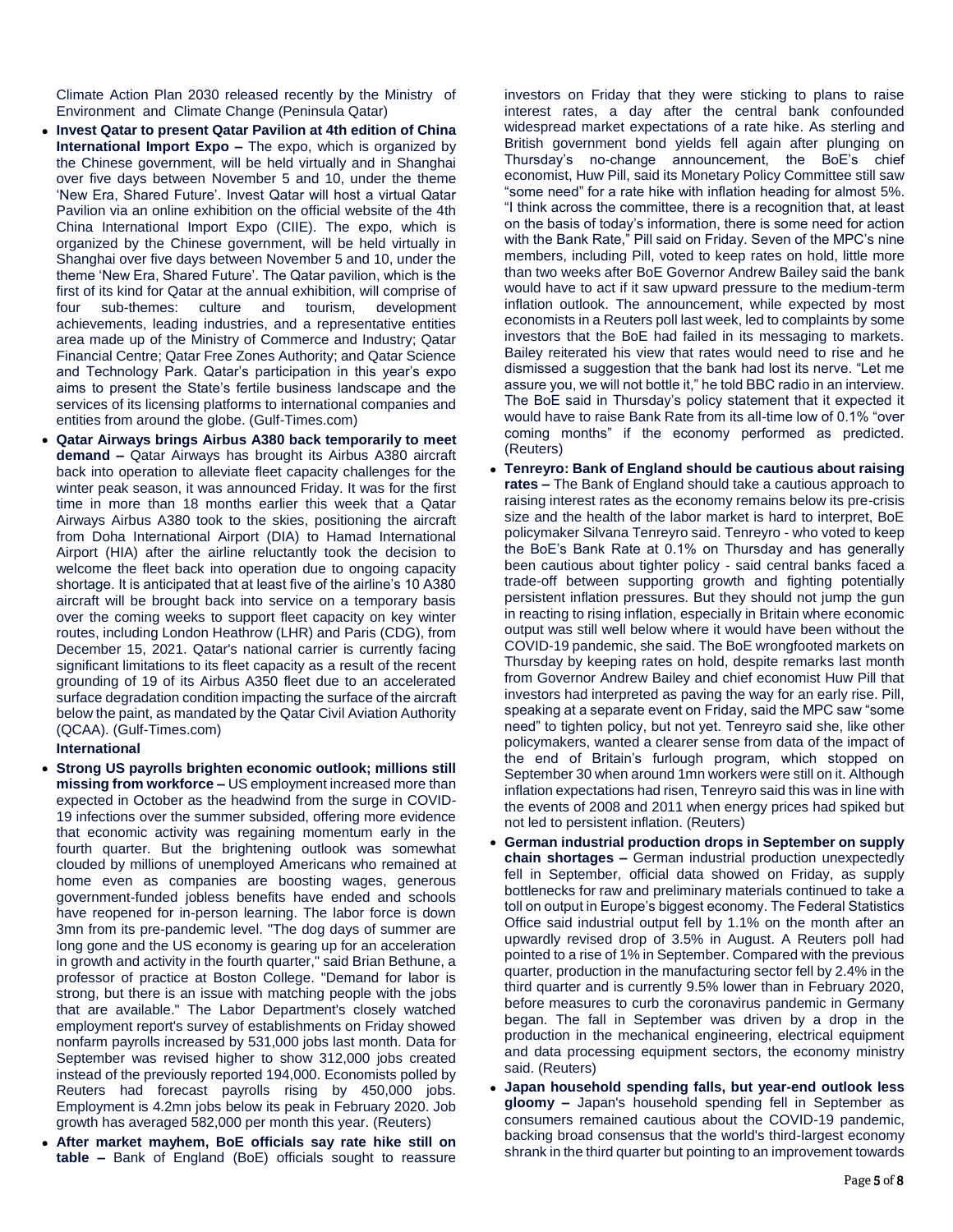Climate Action Plan 2030 released recently by the Ministry of Environment and Climate Change (Peninsula Qatar)

- **Invest Qatar to present Qatar Pavilion at 4th edition of China International Import Expo –** The expo, which is organized by the Chinese government, will be held virtually and in Shanghai over five days between November 5 and 10, under the theme 'New Era, Shared Future'. Invest Qatar will host a virtual Qatar Pavilion via an online exhibition on the official website of the 4th China International Import Expo (CIIE). The expo, which is organized by the Chinese government, will be held virtually in Shanghai over five days between November 5 and 10, under the theme 'New Era, Shared Future'. The Qatar pavilion, which is the first of its kind for Qatar at the annual exhibition, will comprise of four sub-themes: culture and tourism, development achievements, leading industries, and a representative entities area made up of the Ministry of Commerce and Industry; Qatar Financial Centre; Qatar Free Zones Authority; and Qatar Science and Technology Park. Qatar's participation in this year's expo aims to present the State's fertile business landscape and the services of its licensing platforms to international companies and entities from around the globe. (Gulf-Times.com)
- **Qatar Airways brings Airbus A380 back temporarily to meet demand –** Qatar Airways has brought its Airbus A380 aircraft back into operation to alleviate fleet capacity challenges for the winter peak season, it was announced Friday. It was for the first time in more than 18 months earlier this week that a Qatar Airways Airbus A380 took to the skies, positioning the aircraft from Doha International Airport (DIA) to Hamad International Airport (HIA) after the airline reluctantly took the decision to welcome the fleet back into operation due to ongoing capacity shortage. It is anticipated that at least five of the airline's 10 A380 aircraft will be brought back into service on a temporary basis over the coming weeks to support fleet capacity on key winter routes, including London Heathrow (LHR) and Paris (CDG), from December 15, 2021. Qatar's national carrier is currently facing significant limitations to its fleet capacity as a result of the recent grounding of 19 of its Airbus A350 fleet due to an accelerated surface degradation condition impacting the surface of the aircraft below the paint, as mandated by the Qatar Civil Aviation Authority (QCAA). (Gulf-Times.com)

**International**

- **Strong US payrolls brighten economic outlook; millions still missing from workforce –** US employment increased more than expected in October as the headwind from the surge in COVID-19 infections over the summer subsided, offering more evidence that economic activity was regaining momentum early in the fourth quarter. But the brightening outlook was somewhat clouded by millions of unemployed Americans who remained at home even as companies are boosting wages, generous government-funded jobless benefits have ended and schools have reopened for in-person learning. The labor force is down 3mn from its pre-pandemic level. "The dog days of summer are long gone and the US economy is gearing up for an acceleration in growth and activity in the fourth quarter," said Brian Bethune, a professor of practice at Boston College. "Demand for labor is strong, but there is an issue with matching people with the jobs that are available." The Labor Department's closely watched employment report's survey of establishments on Friday showed nonfarm payrolls increased by 531,000 jobs last month. Data for September was revised higher to show 312,000 jobs created instead of the previously reported 194,000. Economists polled by Reuters had forecast payrolls rising by 450,000 jobs. Employment is 4.2mn jobs below its peak in February 2020. Job growth has averaged 582,000 per month this year. (Reuters)
- **After market mayhem, BoE officials say rate hike still on table –** Bank of England (BoE) officials sought to reassure investors on Friday that they were sticking to plans to raise interest rates, a day after the central bank confounded widespread market expectations of a rate hike. As sterling and British government bond yields fell again after plunging on Thursday's no-change announcement, the BoE's chief economist, Huw Pill, said its Monetary Policy Committee still saw "some need" for a rate hike with inflation heading for almost 5%. "I think across the committee, there is a recognition that, at least on the basis of today's information, there is some need for action with the Bank Rate," Pill said on Friday. Seven of the MPC's nine members, including Pill, voted to keep rates on hold, little more than two weeks after BoE Governor Andrew Bailey said the bank would have to act if it saw upward pressure to the medium-term inflation outlook. The announcement, while expected by most economists in a Reuters poll last week, led to complaints by some investors that the BoE had failed in its messaging to markets. Bailey reiterated his view that rates would need to rise and he dismissed a suggestion that the bank had lost its nerve. "Let me assure you, we will not bottle it," he told BBC radio in an interview. The BoE said in Thursday's policy statement that it expected it would have to raise Bank Rate from its all-time low of 0.1% "over coming months" if the economy performed as predicted. (Reuters)
- **Tenreyro: Bank of England should be cautious about raising rates –** The Bank of England should take a cautious approach to raising interest rates as the economy remains below its pre-crisis size and the health of the labor market is hard to interpret, BoE policymaker Silvana Tenreyro said. Tenreyro - who voted to keep the BoE's Bank Rate at 0.1% on Thursday and has generally been cautious about tighter policy - said central banks faced a trade-off between supporting growth and fighting potentially persistent inflation pressures. But they should not jump the gun in reacting to rising inflation, especially in Britain where economic output was still well below where it would have been without the COVID-19 pandemic, she said. The BoE wrongfooted markets on Thursday by keeping rates on hold, despite remarks last month from Governor Andrew Bailey and chief economist Huw Pill that investors had interpreted as paving the way for an early rise. Pill, speaking at a separate event on Friday, said the MPC saw "some need" to tighten policy, but not yet. Tenreyro said she, like other policymakers, wanted a clearer sense from data of the impact of the end of Britain's furlough program, which stopped on September 30 when around 1mn workers were still on it. Although inflation expectations had risen, Tenreyro said this was in line with the events of 2008 and 2011 when energy prices had spiked but not led to persistent inflation. (Reuters)
- **German industrial production drops in September on supply chain shortages –** German industrial production unexpectedly fell in September, official data showed on Friday, as supply bottlenecks for raw and preliminary materials continued to take a toll on output in Europe's biggest economy. The Federal Statistics Office said industrial output fell by 1.1% on the month after an upwardly revised drop of 3.5% in August. A Reuters poll had pointed to a rise of 1% in September. Compared with the previous quarter, production in the manufacturing sector fell by 2.4% in the third quarter and is currently 9.5% lower than in February 2020, before measures to curb the coronavirus pandemic in Germany began. The fall in September was driven by a drop in the production in the mechanical engineering, electrical equipment and data processing equipment sectors, the economy ministry said. (Reuters)
- **Japan household spending falls, but year-end outlook less gloomy –** Japan's household spending fell in September as consumers remained cautious about the COVID-19 pandemic, backing broad consensus that the world's third-largest economy shrank in the third quarter but pointing to an improvement towards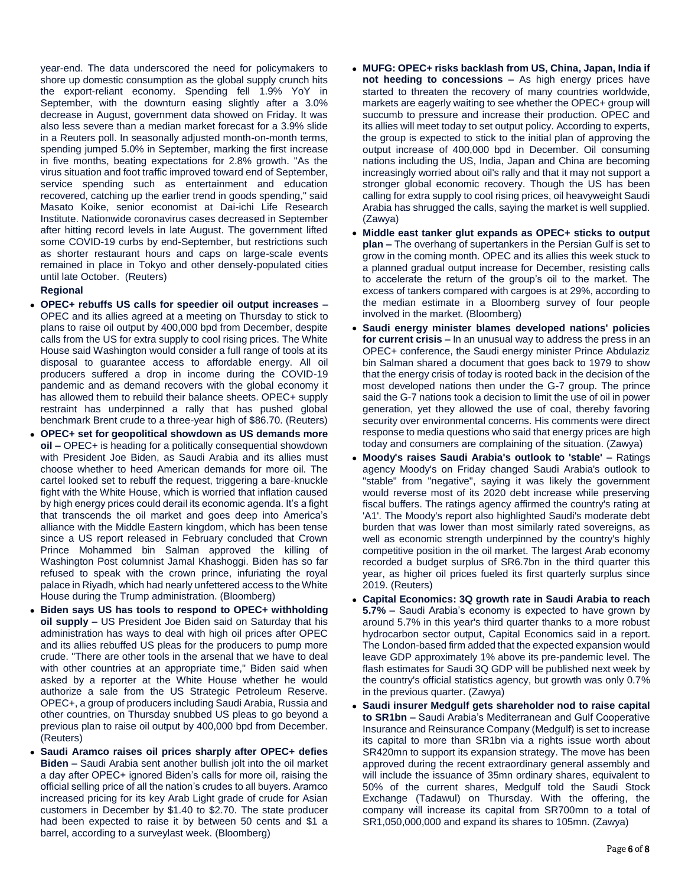year-end. The data underscored the need for policymakers to shore up domestic consumption as the global supply crunch hits the export-reliant economy. Spending fell 1.9% YoY in September, with the downturn easing slightly after a 3.0% decrease in August, government data showed on Friday. It was also less severe than a median market forecast for a 3.9% slide in a Reuters poll. In seasonally adjusted month-on-month terms, spending jumped 5.0% in September, marking the first increase in five months, beating expectations for 2.8% growth. "As the virus situation and foot traffic improved toward end of September, service spending such as entertainment and education recovered, catching up the earlier trend in goods spending," said Masato Koike, senior economist at Dai-ichi Life Research Institute. Nationwide coronavirus cases decreased in September after hitting record levels in late August. The government lifted some COVID-19 curbs by end-September, but restrictions such as shorter restaurant hours and caps on large-scale events remained in place in Tokyo and other densely-populated cities until late October. (Reuters)

**Regional**

- **OPEC+ rebuffs US calls for speedier oil output increases –** OPEC and its allies agreed at a meeting on Thursday to stick to plans to raise oil output by 400,000 bpd from December, despite calls from the US for extra supply to cool rising prices. The White House said Washington would consider a full range of tools at its disposal to guarantee access to affordable energy. All oil producers suffered a drop in income during the COVID-19 pandemic and as demand recovers with the global economy it has allowed them to rebuild their balance sheets. OPEC+ supply restraint has underpinned a rally that has pushed global benchmark Brent crude to a three-year high of $86.70. (Reuters)
- **OPEC+ set for geopolitical showdown as US demands more oil –** OPEC+ is heading for a politically consequential showdown with President Joe Biden, as Saudi Arabia and its allies must choose whether to heed American demands for more oil. The cartel looked set to rebuff the request, triggering a bare-knuckle fight with the White House, which is worried that inflation caused by high energy prices could derail its economic agenda. It's a fight that transcends the oil market and goes deep into America's alliance with the Middle Eastern kingdom, which has been tense since a US report released in February concluded that Crown Prince Mohammed bin Salman approved the killing of Washington Post columnist Jamal Khashoggi. Biden has so far refused to speak with the crown prince, infuriating the royal palace in Riyadh, which had nearly unfettered access to the White House during the Trump administration. (Bloomberg)
- **Biden says US has tools to respond to OPEC+ withholding oil supply –** US President Joe Biden said on Saturday that his administration has ways to deal with high oil prices after OPEC and its allies rebuffed US pleas for the producers to pump more crude. "There are other tools in the arsenal that we have to deal with other countries at an appropriate time," Biden said when asked by a reporter at the White House whether he would authorize a sale from the US Strategic Petroleum Reserve. OPEC+, a group of producers including Saudi Arabia, Russia and other countries, on Thursday snubbed US pleas to go beyond a previous plan to raise oil output by 400,000 bpd from December. (Reuters)
- **Saudi Aramco raises oil prices sharply after OPEC+ defies Biden –** Saudi Arabia sent another bullish jolt into the oil market a day after OPEC+ ignored Biden's calls for more oil, raising the official selling price of all the nation's crudes to all buyers. Aramco increased pricing for its key Arab Light grade of crude for Asian customers in December by $1.40 to $2.70. The state producer had been expected to raise it by between 50 cents and $1 a barrel, according to a surveylast week. (Bloomberg)
- **MUFG: OPEC+ risks backlash from US, China, Japan, India if not heeding to concessions –** As high energy prices have started to threaten the recovery of many countries worldwide, markets are eagerly waiting to see whether the OPEC+ group will succumb to pressure and increase their production. OPEC and its allies will meet today to set output policy. According to experts, the group is expected to stick to the initial plan of approving the output increase of 400,000 bpd in December. Oil consuming nations including the US, India, Japan and China are becoming increasingly worried about oil's rally and that it may not support a stronger global economic recovery. Though the US has been calling for extra supply to cool rising prices, oil heavyweight Saudi Arabia has shrugged the calls, saying the market is well supplied. (Zawya)
- **Middle east tanker glut expands as OPEC+ sticks to output plan –** The overhang of supertankers in the Persian Gulf is set to grow in the coming month. OPEC and its allies this week stuck to a planned gradual output increase for December, resisting calls to accelerate the return of the group's oil to the market. The excess of tankers compared with cargoes is at 29%, according to the median estimate in a Bloomberg survey of four people involved in the market. (Bloomberg)
- **Saudi energy minister blames developed nations' policies for current crisis –** In an unusual way to address the press in an OPEC+ conference, the Saudi energy minister Prince Abdulaziz bin Salman shared a document that goes back to 1979 to show that the energy crisis of today is rooted back in the decision of the most developed nations then under the G-7 group. The prince said the G-7 nations took a decision to limit the use of oil in power generation, yet they allowed the use of coal, thereby favoring security over environmental concerns. His comments were direct response to media questions who said that energy prices are high today and consumers are complaining of the situation. (Zawya)
- **Moody's raises Saudi Arabia's outlook to 'stable' –** Ratings agency Moody's on Friday changed Saudi Arabia's outlook to "stable" from "negative", saying it was likely the government would reverse most of its 2020 debt increase while preserving fiscal buffers. The ratings agency affirmed the country's rating at 'A1'. The Moody's report also highlighted Saudi's moderate debt burden that was lower than most similarly rated sovereigns, as well as economic strength underpinned by the country's highly competitive position in the oil market. The largest Arab economy recorded a budget surplus of SR6.7bn in the third quarter this year, as higher oil prices fueled its first quarterly surplus since 2019. (Reuters)
- **Capital Economics: 3Q growth rate in Saudi Arabia to reach 5.7% –** Saudi Arabia's economy is expected to have grown by around 5.7% in this year's third quarter thanks to a more robust hydrocarbon sector output, Capital Economics said in a report. The London-based firm added that the expected expansion would leave GDP approximately 1% above its pre-pandemic level. The flash estimates for Saudi 3Q GDP will be published next week by the country's official statistics agency, but growth was only 0.7% in the previous quarter. (Zawya)
- **Saudi insurer Medgulf gets shareholder nod to raise capital to SR1bn –** Saudi Arabia's Mediterranean and Gulf Cooperative Insurance and Reinsurance Company (Medgulf) is set to increase its capital to more than SR1bn via a rights issue worth about SR420mn to support its expansion strategy. The move has been approved during the recent extraordinary general assembly and will include the issuance of 35mn ordinary shares, equivalent to 50% of the current shares, Medgulf told the Saudi Stock Exchange (Tadawul) on Thursday. With the offering, the company will increase its capital from SR700mn to a total of SR1,050,000,000 and expand its shares to 105mn. (Zawya)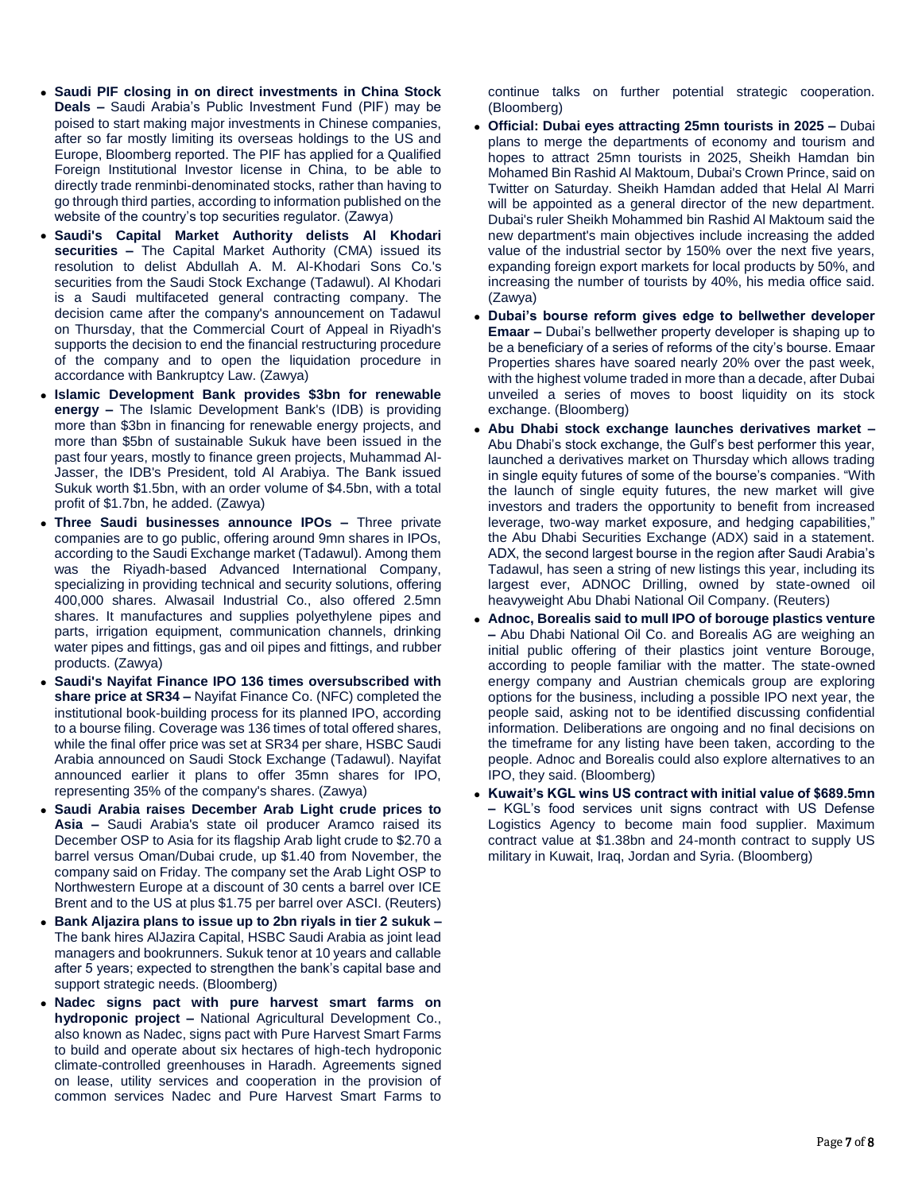- **Saudi PIF closing in on direct investments in China Stock Deals –** Saudi Arabia's Public Investment Fund (PIF) may be poised to start making major investments in Chinese companies, after so far mostly limiting its overseas holdings to the US and Europe, Bloomberg reported. The PIF has applied for a Qualified Foreign Institutional Investor license in China, to be able to directly trade renminbi-denominated stocks, rather than having to go through third parties, according to information published on the website of the country's top securities regulator. (Zawya)
- **Saudi's Capital Market Authority delists Al Khodari securities –** The Capital Market Authority (CMA) issued its resolution to delist Abdullah A. M. Al-Khodari Sons Co.'s securities from the Saudi Stock Exchange (Tadawul). Al Khodari is a Saudi multifaceted general contracting company. The decision came after the company's announcement on Tadawul on Thursday, that the Commercial Court of Appeal in Riyadh's supports the decision to end the financial restructuring procedure of the company and to open the liquidation procedure in accordance with Bankruptcy Law. (Zawya)
- **Islamic Development Bank provides $3bn for renewable energy –** The Islamic Development Bank's (IDB) is providing more than $3bn in financing for renewable energy projects, and more than $5bn of sustainable Sukuk have been issued in the past four years, mostly to finance green projects, Muhammad Al-Jasser, the IDB's President, told Al Arabiya. The Bank issued Sukuk worth $1.5bn, with an order volume of $4.5bn, with a total profit of $1.7bn, he added. (Zawya)
- **Three Saudi businesses announce IPOs –** Three private companies are to go public, offering around 9mn shares in IPOs, according to the Saudi Exchange market (Tadawul). Among them was the Riyadh-based Advanced International Company, specializing in providing technical and security solutions, offering 400,000 shares. Alwasail Industrial Co., also offered 2.5mn shares. It manufactures and supplies polyethylene pipes and parts, irrigation equipment, communication channels, drinking water pipes and fittings, gas and oil pipes and fittings, and rubber products. (Zawya)
- **Saudi's Nayifat Finance IPO 136 times oversubscribed with share price at SR34 –** Nayifat Finance Co. (NFC) completed the institutional book-building process for its planned IPO, according to a bourse filing. Coverage was 136 times of total offered shares, while the final offer price was set at SR34 per share, HSBC Saudi Arabia announced on Saudi Stock Exchange (Tadawul). Nayifat announced earlier it plans to offer 35mn shares for IPO, representing 35% of the company's shares. (Zawya)
- **Saudi Arabia raises December Arab Light crude prices to Asia –** Saudi Arabia's state oil producer Aramco raised its December OSP to Asia for its flagship Arab light crude to $2.70 a barrel versus Oman/Dubai crude, up $1.40 from November, the company said on Friday. The company set the Arab Light OSP to Northwestern Europe at a discount of 30 cents a barrel over ICE Brent and to the US at plus $1.75 per barrel over ASCI. (Reuters)
- **Bank Aljazira plans to issue up to 2bn riyals in tier 2 sukuk –** The bank hires AlJazira Capital, HSBC Saudi Arabia as joint lead managers and bookrunners. Sukuk tenor at 10 years and callable after 5 years; expected to strengthen the bank's capital base and support strategic needs. (Bloomberg)
- **Nadec signs pact with pure harvest smart farms on hydroponic project –** National Agricultural Development Co., also known as Nadec, signs pact with Pure Harvest Smart Farms to build and operate about six hectares of high-tech hydroponic climate-controlled greenhouses in Haradh. Agreements signed on lease, utility services and cooperation in the provision of common services Nadec and Pure Harvest Smart Farms to continue talks on further potential strategic cooperation. (Bloomberg)
- **Official: Dubai eyes attracting 25mn tourists in 2025 –** Dubai plans to merge the departments of economy and tourism and hopes to attract 25mn tourists in 2025, Sheikh Hamdan bin Mohamed Bin Rashid Al Maktoum, Dubai's Crown Prince, said on Twitter on Saturday. Sheikh Hamdan added that Helal Al Marri will be appointed as a general director of the new department. Dubai's ruler Sheikh Mohammed bin Rashid Al Maktoum said the new department's main objectives include increasing the added value of the industrial sector by 150% over the next five years, expanding foreign export markets for local products by 50%, and increasing the number of tourists by 40%, his media office said. (Zawya)
- **Dubai's bourse reform gives edge to bellwether developer Emaar –** Dubai's bellwether property developer is shaping up to be a beneficiary of a series of reforms of the city's bourse. Emaar Properties shares have soared nearly 20% over the past week, with the highest volume traded in more than a decade, after Dubai unveiled a series of moves to boost liquidity on its stock exchange. (Bloomberg)
- **Abu Dhabi stock exchange launches derivatives market –** Abu Dhabi's stock exchange, the Gulf's best performer this year, launched a derivatives market on Thursday which allows trading in single equity futures of some of the bourse's companies. "With the launch of single equity futures, the new market will give investors and traders the opportunity to benefit from increased leverage, two-way market exposure, and hedging capabilities," the Abu Dhabi Securities Exchange (ADX) said in a statement. ADX, the second largest bourse in the region after Saudi Arabia's Tadawul, has seen a string of new listings this year, including its largest ever, ADNOC Drilling, owned by state-owned oil heavyweight Abu Dhabi National Oil Company. (Reuters)
- **Adnoc, Borealis said to mull IPO of borouge plastics venture –** Abu Dhabi National Oil Co. and Borealis AG are weighing an initial public offering of their plastics joint venture Borouge, according to people familiar with the matter. The state-owned energy company and Austrian chemicals group are exploring options for the business, including a possible IPO next year, the people said, asking not to be identified discussing confidential information. Deliberations are ongoing and no final decisions on the timeframe for any listing have been taken, according to the people. Adnoc and Borealis could also explore alternatives to an IPO, they said. (Bloomberg)
- **Kuwait's KGL wins US contract with initial value of $689.5mn –** KGL's food services unit signs contract with US Defense Logistics Agency to become main food supplier. Maximum contract value at $1.38bn and 24-month contract to supply US military in Kuwait, Iraq, Jordan and Syria. (Bloomberg)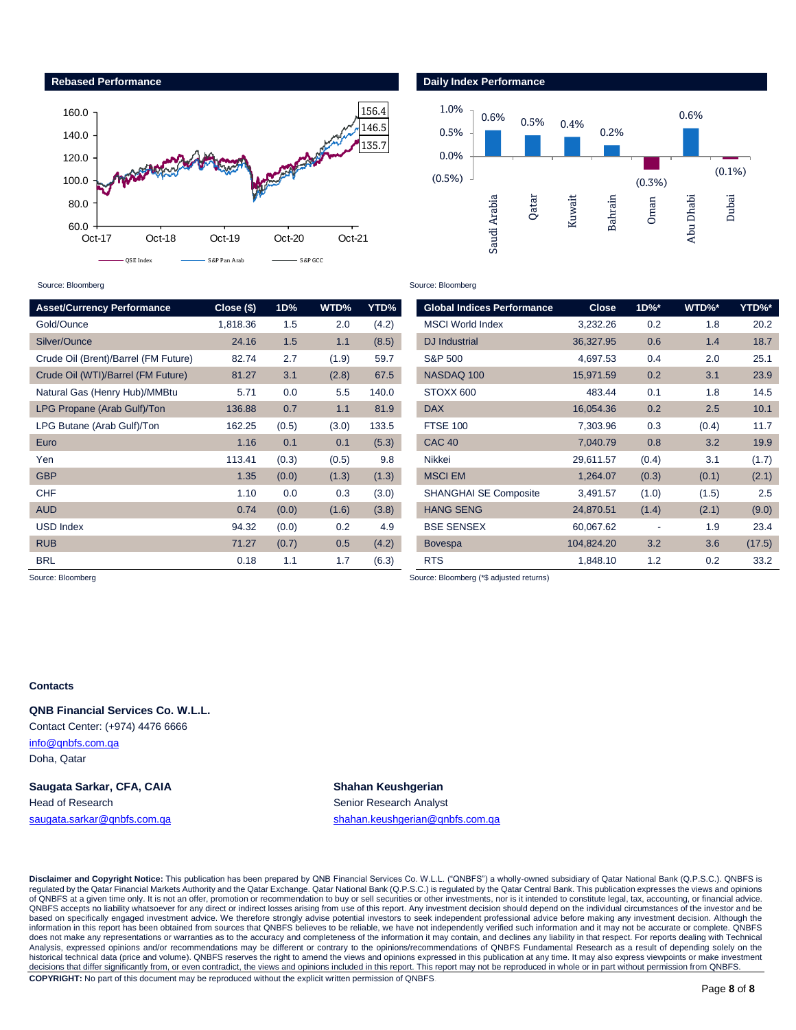**Rebased Performance**

160.0
140.0
120.0
100.0
80.0
60.0

Oct-17 Oct-18 Oct-19 Oct-20 Oct-21

156.4
146.5
135.7

QSE Index S&P Pan Arab S&P GCC

Source: Bloomberg

**Daily Index Performance**

1.0%
0.5%
0.0%
(0.5%)

0.6% 0.5% 0.4% 0.2% (0.3%) 0.6% (0.1%)

Saudi Arabia Qatar Kuwait Bahrain Oman Abu Dhabi Dubai

Source: Bloomberg

| Asset/Currency Performance | Close ($) | 1D% | WTD% | YTD% |
|---|---|---|---|---|
| Gold/Ounce | 1,818.36 | 1.5 | 2.0 | (4.2) |
| Silver/Ounce | 24.16 | 1.5 | 1.1 | (8.5) |
| Crude Oil (Brent)/Barrel (FM Future) | 82.74 | 2.7 | (1.9) | 59.7 |
| Crude Oil (WTI)/Barrel (FM Future) | 81.27 | 3.1 | (2.8) | 67.5 |
| Natural Gas (Henry Hub)/MMBtu | 5.71 | 0.0 | 5.5 | 140.0 |
| LPG Propane (Arab Gulf)/Ton | 136.88 | 0.7 | 1.1 | 81.9 |
| LPG Butane (Arab Gulf)/Ton | 162.25 | (0.5) | (3.0) | 133.5 |
| Euro | 1.16 | 0.1 | 0.1 | (5.3) |
| Yen | 113.41 | (0.3) | (0.5) | 9.8 |
| GBP | 1.35 | (0.0) | (1.3) | (1.3) |
| CHF | 1.10 | 0.0 | 0.3 | (3.0) |
| AUD | 0.74 | (0.0) | (1.6) | (3.8) |
| USD Index | 94.32 | (0.0) | 0.2 | 4.9 |
| RUB | 71.27 | (0.7) | 0.5 | (4.2) |
| BRL | 0.18 | 1.1 | 1.7 | (6.3) |

Source: Bloomberg

| Global Indices Performance | Close | 1D%* | WTD%* | YTD%* |
|---|---|---|---|---|
| MSCI World Index | 3,232.26 | 0.2 | 1.8 | 20.2 |
| DJ Industrial | 36,327.95 | 0.6 | 1.4 | 18.7 |
| S&P 500 | 4,697.53 | 0.4 | 2.0 | 25.1 |
| NASDAQ 100 | 15,971.59 | 0.2 | 3.1 | 23.9 |
| STOXX 600 | 483.44 | 0.1 | 1.8 | 14.5 |
| DAX | 16,054.36 | 0.2 | 2.5 | 10.1 |
| FTSE 100 | 7,303.96 | 0.3 | (0.4) | 11.7 |
| CAC 40 | 7,040.79 | 0.8 | 3.2 | 19.9 |
| Nikkei | 29,611.57 | (0.4) | 3.1 | (1.7) |
| MSCI EM | 1,264.07 | (0.3) | (0.1) | (2.1) |
| SHANGHAI SE Composite | 3,491.57 | (1.0) | (1.5) | 2.5 |
| HANG SENG | 24,870.51 | (1.4) | (2.1) | (9.0) |
| BSE SENSEX | 60,067.62 | - | 1.9 | 23.4 |
| Bovespa | 104,824.20 | 3.2 | 3.6 | (17.5) |
| RTS | 1,848.10 | 1.2 | 0.2 | 33.2 |

Source: Bloomberg (*$ adjusted returns)

**Contacts**

**QNB Financial Services Co. W.L.L.**
Contact Center: (+974) 4476 6666
info@qnbfs.com.qa
Doha, Qatar

**Saugata Sarkar, CFA, CAIA**
Head of Research
saugata.sarkar@qnbfs.com.qa

**Shahan Keushgerian**
Senior Research Analyst
shahan.keushgerian@qnbfs.com.qa

**Disclaimer and Copyright Notice:** This publication has been prepared by QNB Financial Services Co. W.L.L. ("QNBFS") a wholly-owned subsidiary of Qatar National Bank (Q.P.S.C.). QNBFS is regulated by the Qatar Financial Markets Authority and the Qatar Exchange. Qatar National Bank (Q.P.S.C.) is regulated by the Qatar Central Bank. This publication expresses the views and opinions of QNBFS at a given time only. It is not an offer, promotion or recommendation to buy or sell securities or other investments, nor is it intended to constitute legal, tax, accounting, or financial advice. QNBFS accepts no liability whatsoever for any direct or indirect losses arising from use of this report. Any investment decision should depend on the individual circumstances of the investor and be based on specifically engaged investment advice. We therefore strongly advise potential investors to seek independent professional advice before making any investment decision. Although the information in this report has been obtained from sources that QNBFS believes to be reliable, we have not independently verified such information and it may not be accurate or complete. QNBFS does not make any representations or warranties as to the accuracy and completeness of the information it may contain, and declines any liability in that respect. For reports dealing with Technical Analysis, expressed opinions and/or recommendations may be different or contrary to the opinions/recommendations of QNBFS Fundamental Research as a result of depending solely on the historical technical data (price and volume). QNBFS reserves the right to amend the views and opinions expressed in this publication at any time. It may also express viewpoints or make investment decisions that differ significantly from, or even contradict, the views and opinions included in this report. This report may not be reproduced in whole or in part without permission from QNBFS.

**COPYRIGHT:** No part of this document may be reproduced without the explicit written permission of QNBFS